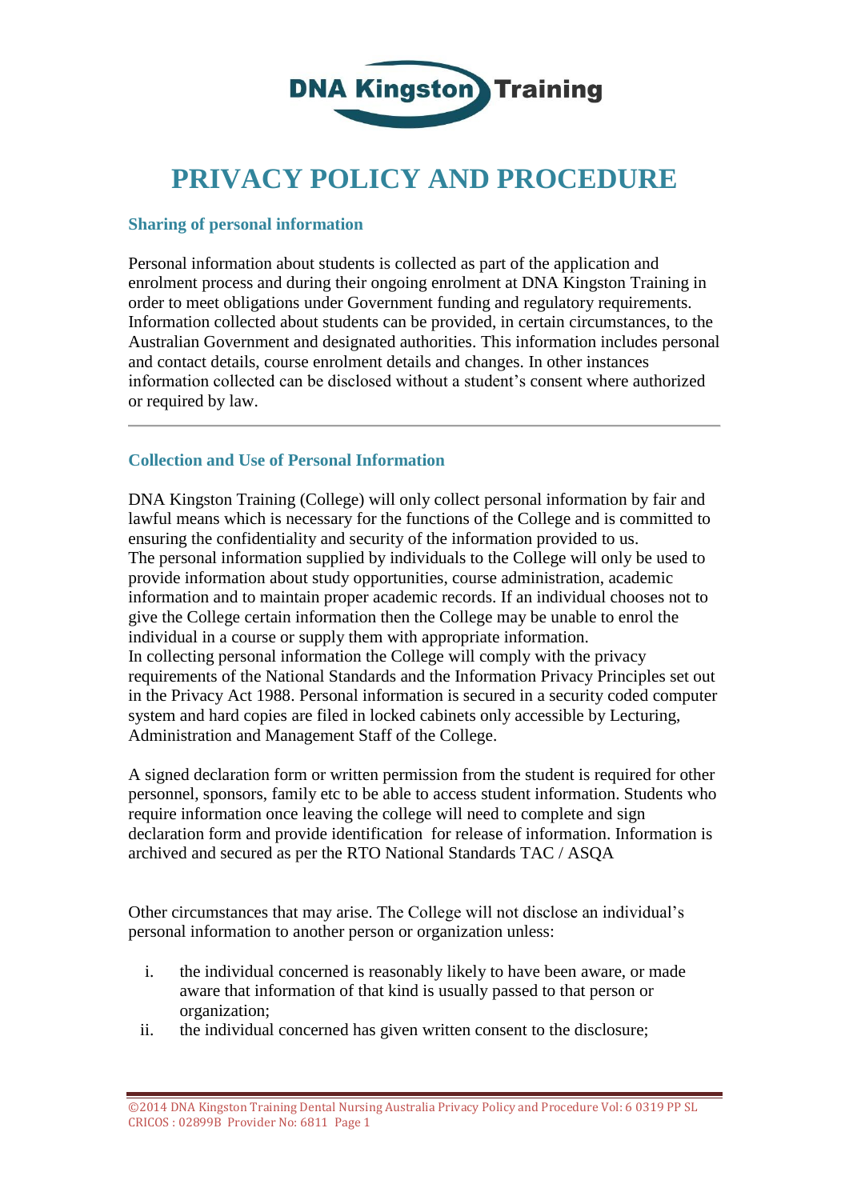# PRIVACY POLICY AND PROCEDURE

### Sharing of personal information

Personal information about students is collected as part of the application and enrolment process and during their ongoing enrolment at DNA Kingston Training in order to meet obligations under Government funding and regulatory requirements. Information collected about students can be provided, in certain circumstances, to the Australian Government and designated authorities. This information includes personal and contact details, course enrolment details and changes. In other instances information collected can be disclosed without a student's consent where authorized or required by law.

---

### Collection and Use of Personal Information

DNA Kingston Training (College) will only collect personal information by fair and lawful means which is necessary for the functions of the College and is committed to ensuring the confidentiality and security of the information provided to us.
The personal information supplied by individuals to the College will only be used to provide information about study opportunities, course administration, academic information and to maintain proper academic records. If an individual chooses not to give the College certain information then the College may be unable to enrol the individual in a course or supply them with appropriate information.
In collecting personal information the College will comply with the privacy requirements of the National Standards and the Information Privacy Principles set out in the Privacy Act 1988. Personal information is secured in a security coded computer system and hard copies are filed in locked cabinets only accessible by Lecturing, Administration and Management Staff of the College.

A signed declaration form or written permission from the student is required for other personnel, sponsors, family etc to be able to access student information. Students who require information once leaving the college will need to complete and sign declaration form and provide identification for release of information. Information is archived and secured as per the RTO National Standards TAC / ASQA

Other circumstances that may arise. The College will not disclose an individual's personal information to another person or organization unless:

i. the individual concerned is reasonably likely to have been aware, or made aware that information of that kind is usually passed to that person or organization;
ii. the individual concerned has given written consent to the disclosure;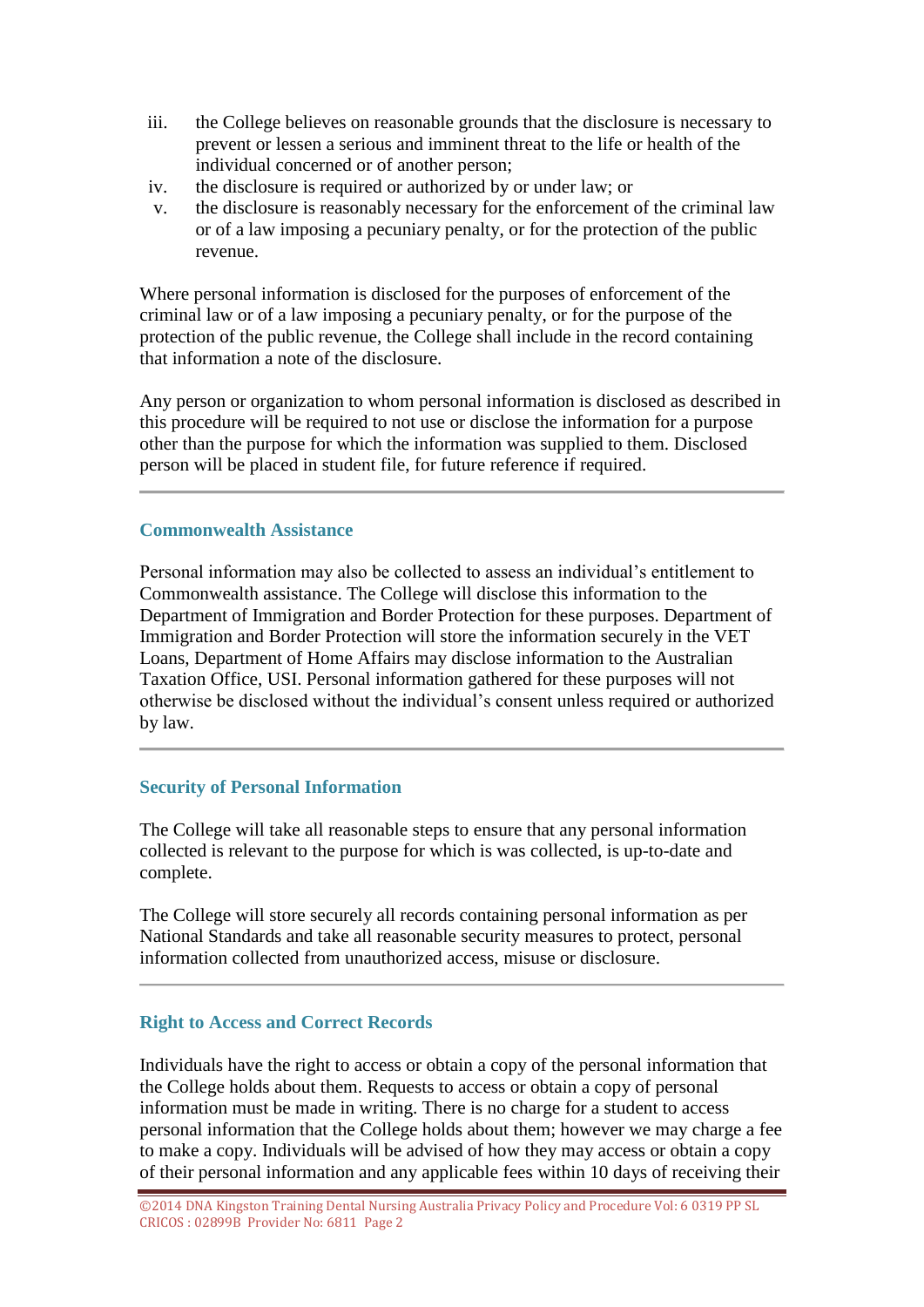iii. the College believes on reasonable grounds that the disclosure is necessary to prevent or lessen a serious and imminent threat to the life or health of the individual concerned or of another person;
iv. the disclosure is required or authorized by or under law; or
v. the disclosure is reasonably necessary for the enforcement of the criminal law or of a law imposing a pecuniary penalty, or for the protection of the public revenue.

Where personal information is disclosed for the purposes of enforcement of the criminal law or of a law imposing a pecuniary penalty, or for the purpose of the protection of the public revenue, the College shall include in the record containing that information a note of the disclosure.

Any person or organization to whom personal information is disclosed as described in this procedure will be required to not use or disclose the information for a purpose other than the purpose for which the information was supplied to them. Disclosed person will be placed in student file, for future reference if required.

---

### Commonwealth Assistance

Personal information may also be collected to assess an individual's entitlement to Commonwealth assistance. The College will disclose this information to the Department of Immigration and Border Protection for these purposes. Department of Immigration and Border Protection will store the information securely in the VET Loans, Department of Home Affairs may disclose information to the Australian Taxation Office, USI. Personal information gathered for these purposes will not otherwise be disclosed without the individual's consent unless required or authorized by law.

---

### Security of Personal Information

The College will take all reasonable steps to ensure that any personal information collected is relevant to the purpose for which is was collected, is up-to-date and complete.

The College will store securely all records containing personal information as per National Standards and take all reasonable security measures to protect, personal information collected from unauthorized access, misuse or disclosure.

---

### Right to Access and Correct Records

Individuals have the right to access or obtain a copy of the personal information that the College holds about them. Requests to access or obtain a copy of personal information must be made in writing. There is no charge for a student to access personal information that the College holds about them; however we may charge a fee to make a copy. Individuals will be advised of how they may access or obtain a copy of their personal information and any applicable fees within 10 days of receiving their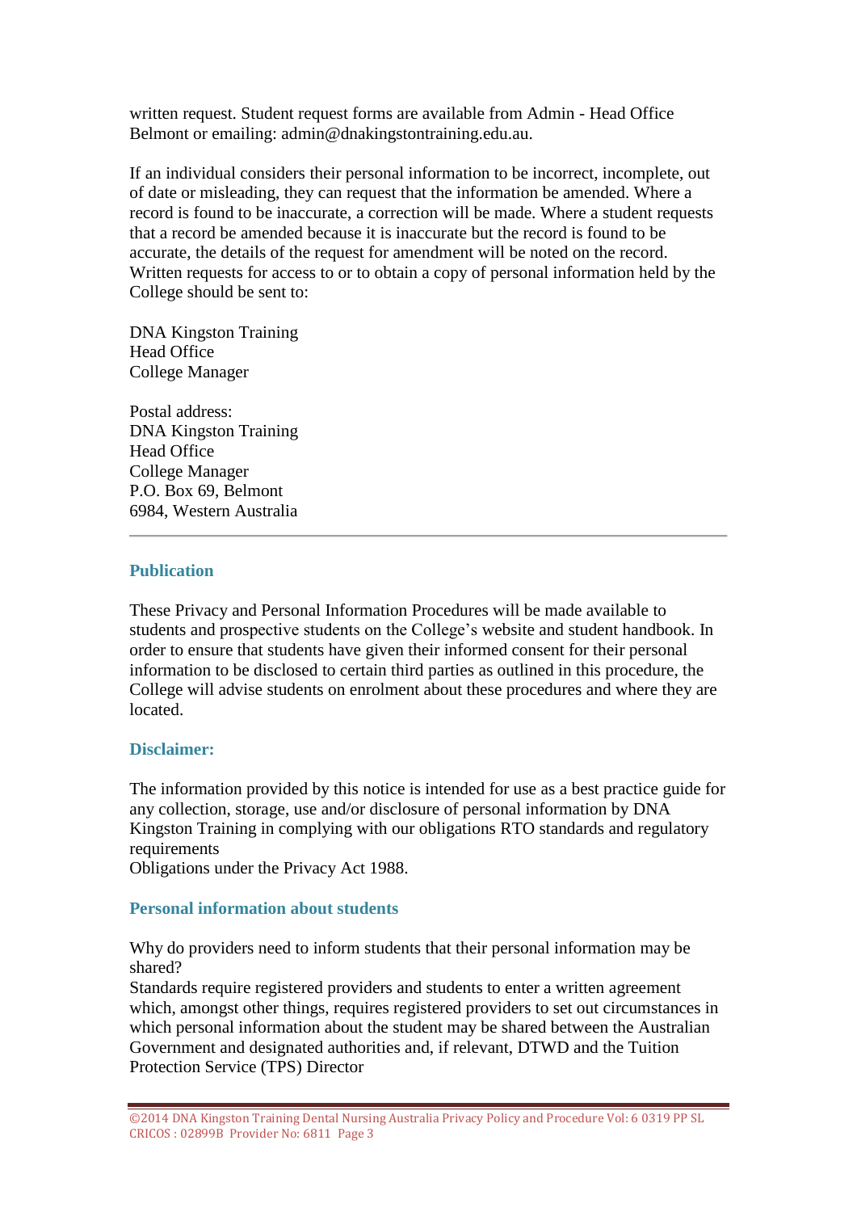written request. Student request forms are available from Admin - Head Office Belmont or emailing: admin@dnakingstontraining.edu.au.

If an individual considers their personal information to be incorrect, incomplete, out of date or misleading, they can request that the information be amended. Where a record is found to be inaccurate, a correction will be made. Where a student requests that a record be amended because it is inaccurate but the record is found to be accurate, the details of the request for amendment will be noted on the record. Written requests for access to or to obtain a copy of personal information held by the College should be sent to:

DNA Kingston Training  
Head Office  
College Manager

Postal address:  
DNA Kingston Training  
Head Office  
College Manager  
P.O. Box 69, Belmont  
6984, Western Australia

---

### Publication

These Privacy and Personal Information Procedures will be made available to students and prospective students on the College's website and student handbook. In order to ensure that students have given their informed consent for their personal information to be disclosed to certain third parties as outlined in this procedure, the College will advise students on enrolment about these procedures and where they are located.

### Disclaimer:

The information provided by this notice is intended for use as a best practice guide for any collection, storage, use and/or disclosure of personal information by DNA Kingston Training in complying with our obligations RTO standards and regulatory requirements  
Obligations under the Privacy Act 1988.

### Personal information about students

Why do providers need to inform students that their personal information may be shared?  
Standards require registered providers and students to enter a written agreement which, amongst other things, requires registered providers to set out circumstances in which personal information about the student may be shared between the Australian Government and designated authorities and, if relevant, DTWD and the Tuition Protection Service (TPS) Director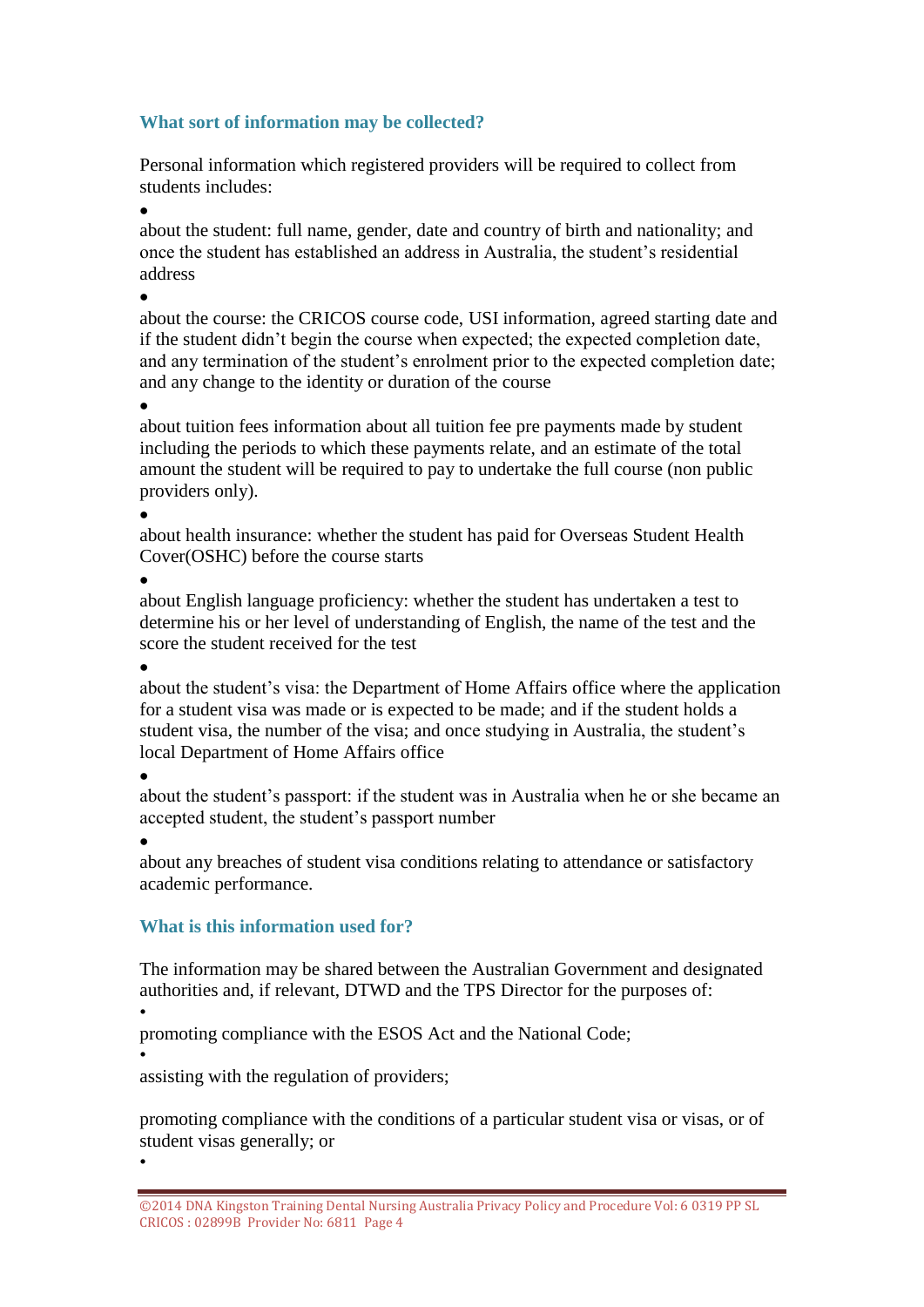### What sort of information may be collected?

Personal information which registered providers will be required to collect from students includes:

- about the student: full name, gender, date and country of birth and nationality; and once the student has established an address in Australia, the student's residential address
- about the course: the CRICOS course code, USI information, agreed starting date and if the student didn't begin the course when expected; the expected completion date, and any termination of the student's enrolment prior to the expected completion date; and any change to the identity or duration of the course
- about tuition fees information about all tuition fee pre payments made by student including the periods to which these payments relate, and an estimate of the total amount the student will be required to pay to undertake the full course (non public providers only).
- about health insurance: whether the student has paid for Overseas Student Health Cover(OSHC) before the course starts
- about English language proficiency: whether the student has undertaken a test to determine his or her level of understanding of English, the name of the test and the score the student received for the test
- about the student's visa: the Department of Home Affairs office where the application for a student visa was made or is expected to be made; and if the student holds a student visa, the number of the visa; and once studying in Australia, the student's local Department of Home Affairs office
- about the student's passport: if the student was in Australia when he or she became an accepted student, the student's passport number
- about any breaches of student visa conditions relating to attendance or satisfactory academic performance.

### What is this information used for?

The information may be shared between the Australian Government and designated authorities and, if relevant, DTWD and the TPS Director for the purposes of:

- promoting compliance with the ESOS Act and the National Code;
- assisting with the regulation of providers;

promoting compliance with the conditions of a particular student visa or visas, or of student visas generally; or

-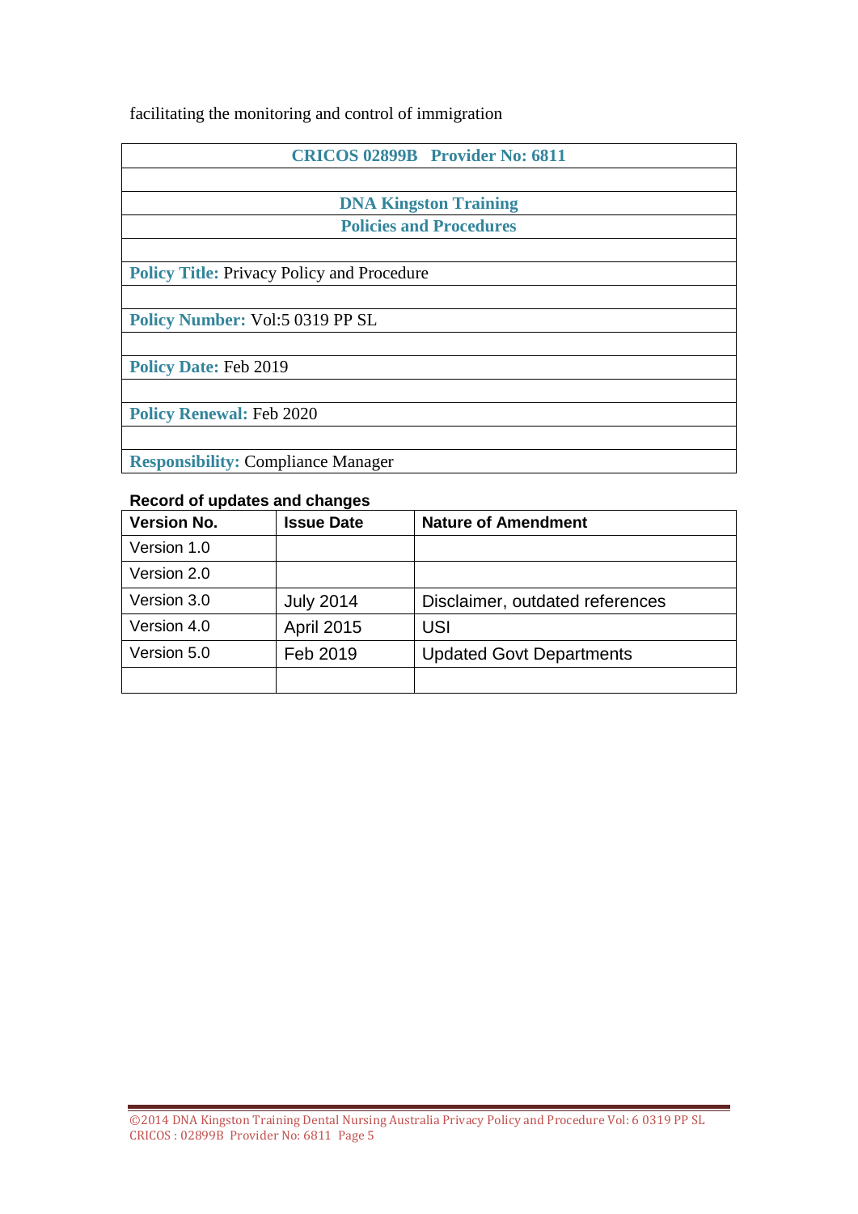facilitating the monitoring and control of immigration

| CRICOS 02899B   Provider No: 6811 |
|---|
| |
| **DNA Kingston Training** |
| **Policies and Procedures** |
| |
| **Policy Title:** Privacy Policy and Procedure |
| |
| **Policy Number:** Vol:5 0319 PP SL |
| |
| **Policy Date:** Feb 2019 |
| |
| **Policy Renewal:** Feb 2020 |
| |
| **Responsibility:** Compliance Manager |

**Record of updates and changes**

| Version No. | Issue Date | Nature of Amendment |
|---|---|---|
| Version 1.0 | | |
| Version 2.0 | | |
| Version 3.0 | July 2014 | Disclaimer, outdated references |
| Version 4.0 | April 2015 | USI |
| Version 5.0 | Feb 2019 | Updated Govt Departments |
| | | |